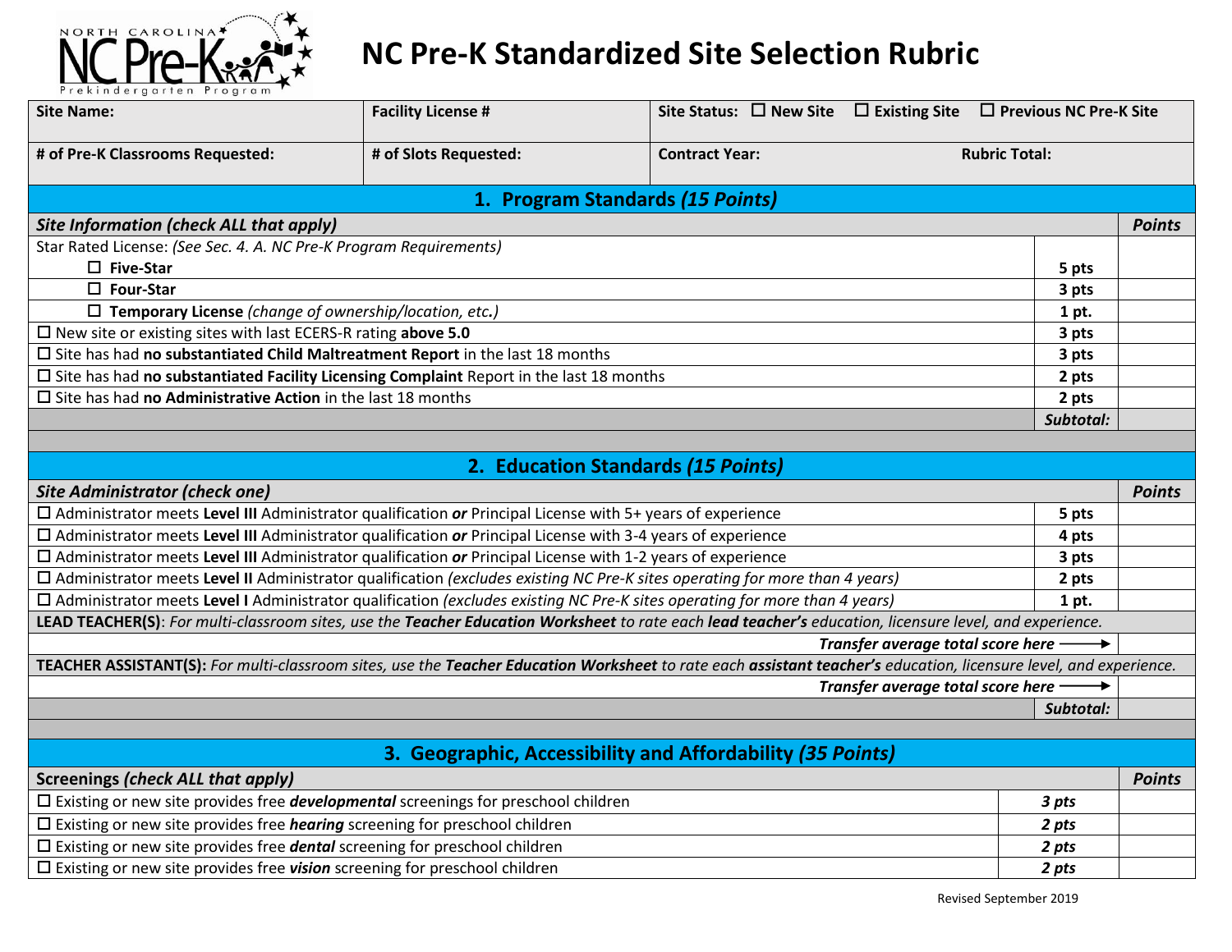# NC Pre-K Standardized Site Selection Rubric

| Site Name: | Facility License # | Site Status: ☐ New Site ☐ Existing Site ☐ Previous NC Pre-K Site |
|---|---|---|
| # of Pre-K Classrooms Requested: | # of Slots Requested: | Contract Year: Rubric Total: |

## 1. Program Standards *(15 Points)*

| *Site Information (check ALL that apply)* | | *Points* |
|---|---|---|
| Star Rated License: *(See Sec. 4. A. NC Pre-K Program Requirements)* | | |
| ☐ **Five-Star** | **5 pts** | |
| ☐ **Four-Star** | **3 pts** | |
| ☐ **Temporary License** *(change of ownership/location, etc.)* | **1 pt.** | |
| ☐ New site or existing sites with last ECERS-R rating **above 5.0** | **3 pts** | |
| ☐ Site has had **no substantiated Child Maltreatment Report** in the last 18 months | **3 pts** | |
| ☐ Site has had **no substantiated Facility Licensing Complaint** Report in the last 18 months | **2 pts** | |
| ☐ Site has had **no Administrative Action** in the last 18 months | **2 pts** | |
| | ***Subtotal:*** | |

## 2. Education Standards *(15 Points)*

| *Site Administrator (check one)* | | *Points* |
|---|---|---|
| ☐ Administrator meets **Level III** Administrator qualification ***or*** Principal License with 5+ years of experience | **5 pts** | |
| ☐ Administrator meets **Level III** Administrator qualification ***or*** Principal License with 3-4 years of experience | **4 pts** | |
| ☐ Administrator meets **Level III** Administrator qualification ***or*** Principal License with 1-2 years of experience | **3 pts** | |
| ☐ Administrator meets **Level II** Administrator qualification *(excludes existing NC Pre-K sites operating for more than 4 years)* | **2 pts** | |
| ☐ Administrator meets **Level I** Administrator qualification *(excludes existing NC Pre-K sites operating for more than 4 years)* | **1 pt.** | |
| **LEAD TEACHER(S)**: *For multi-classroom sites, use the **Teacher Education Worksheet** to rate each **lead teacher's** education, licensure level, and experience.* | | |
| ***Transfer average total score here*** ⟶ | | |
| **TEACHER ASSISTANT(S):** *For multi-classroom sites, use the **Teacher Education Worksheet** to rate each **assistant teacher's** education, licensure level, and experience.* | | |
| ***Transfer average total score here*** ⟶ | | |
| | ***Subtotal:*** | |

## 3. Geographic, Accessibility and Affordability *(35 Points)*

| **Screenings** *(check ALL that apply)* | | *Points* |
|---|---|---|
| ☐ Existing or new site provides free ***developmental*** screenings for preschool children | ***3 pts*** | |
| ☐ Existing or new site provides free ***hearing*** screening for preschool children | ***2 pts*** | |
| ☐ Existing or new site provides free ***dental*** screening for preschool children | ***2 pts*** | |
| ☐ Existing or new site provides free ***vision*** screening for preschool children | ***2 pts*** | |

Revised September 2019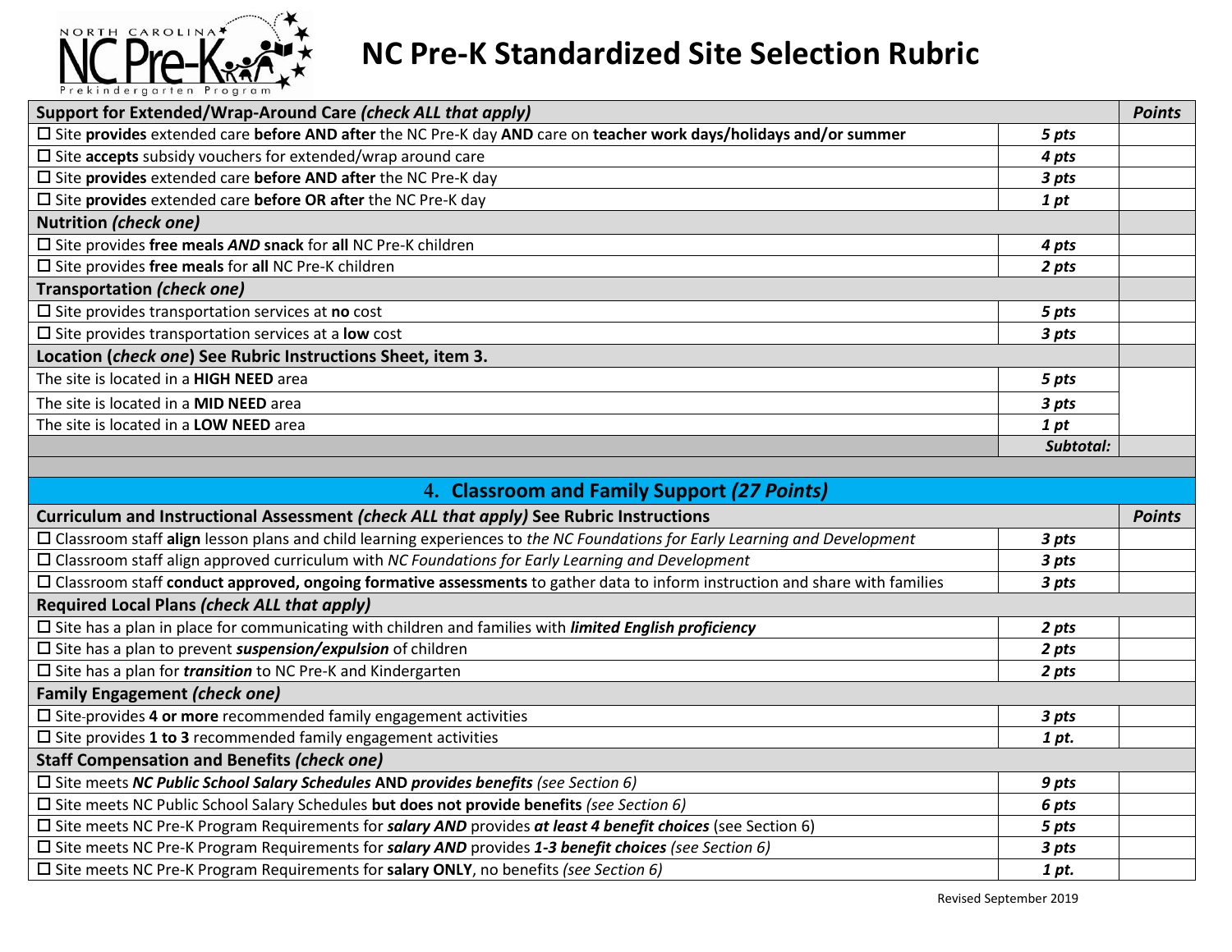# NC Pre-K Standardized Site Selection Rubric

| **Support for Extended/Wrap-Around Care** ***(check ALL that apply)*** | | ***Points*** |
|---|---|---|
| ☐ Site **provides** extended care **before AND after** the NC Pre-K day **AND** care on **teacher work days/holidays and/or summer** | *5 pts* | |
| ☐ Site **accepts** subsidy vouchers for extended/wrap around care | *4 pts* | |
| ☐ Site **provides** extended care **before AND after** the NC Pre-K day | *3 pts* | |
| ☐ Site **provides** extended care **before OR after** the NC Pre-K day | *1 pt* | |
| **Nutrition** ***(check one)*** | | |
| ☐ Site provides **free meals** ***AND*** **snack** for **all** NC Pre-K children | *4 pts* | |
| ☐ Site provides **free meals** for **all** NC Pre-K children | *2 pts* | |
| **Transportation** ***(check one)*** | | |
| ☐ Site provides transportation services at **no** cost | *5 pts* | |
| ☐ Site provides transportation services at a **low** cost | *3 pts* | |
| **Location (*check one*) See Rubric Instructions Sheet, item 3.** | | |
| The site is located in a **HIGH NEED** area | *5 pts* | |
| The site is located in a **MID NEED** area | *3 pts* | |
| The site is located in a **LOW NEED** area | *1 pt* | |
| | ***Subtotal:*** | |

## 4. Classroom and Family Support *(27 Points)*

| **Curriculum and Instructional Assessment** ***(check ALL that apply)*** **See Rubric Instructions** | | ***Points*** |
|---|---|---|
| ☐ Classroom staff **align** lesson plans and child learning experiences to *the NC Foundations for Early Learning and Development* | *3 pts* | |
| ☐ Classroom staff align approved curriculum with *NC Foundations for Early Learning and Development* | *3 pts* | |
| ☐ Classroom staff **conduct approved, ongoing formative assessments** to gather data to inform instruction and share with families | *3 pts* | |
| **Required Local Plans** ***(check ALL that apply)*** | | |
| ☐ Site has a plan in place for communicating with children and families with ***limited English proficiency*** | *2 pts* | |
| ☐ Site has a plan to prevent ***suspension/expulsion*** of children | *2 pts* | |
| ☐ Site has a plan for ***transition*** to NC Pre-K and Kindergarten | *2 pts* | |
| **Family Engagement** ***(check one)*** | | |
| ☐ Site-provides **4 or more** recommended family engagement activities | *3 pts* | |
| ☐ Site provides **1 to 3** recommended family engagement activities | *1 pt.* | |
| **Staff Compensation and Benefits** ***(check one)*** | | |
| ☐ Site meets ***NC Public School Salary Schedules*** **AND** ***provides benefits*** *(see Section 6)* | *9 pts* | |
| ☐ Site meets NC Public School Salary Schedules **but does not provide benefits** *(see Section 6)* | *6 pts* | |
| ☐ Site meets NC Pre-K Program Requirements for ***salary AND*** provides ***at least 4 benefit choices*** (see Section 6) | *5 pts* | |
| ☐ Site meets NC Pre-K Program Requirements for ***salary AND*** provides ***1-3 benefit choices*** *(see Section 6)* | *3 pts* | |
| ☐ Site meets NC Pre-K Program Requirements for **salary ONLY**, no benefits *(see Section 6)* | *1 pt.* | |

Revised September 2019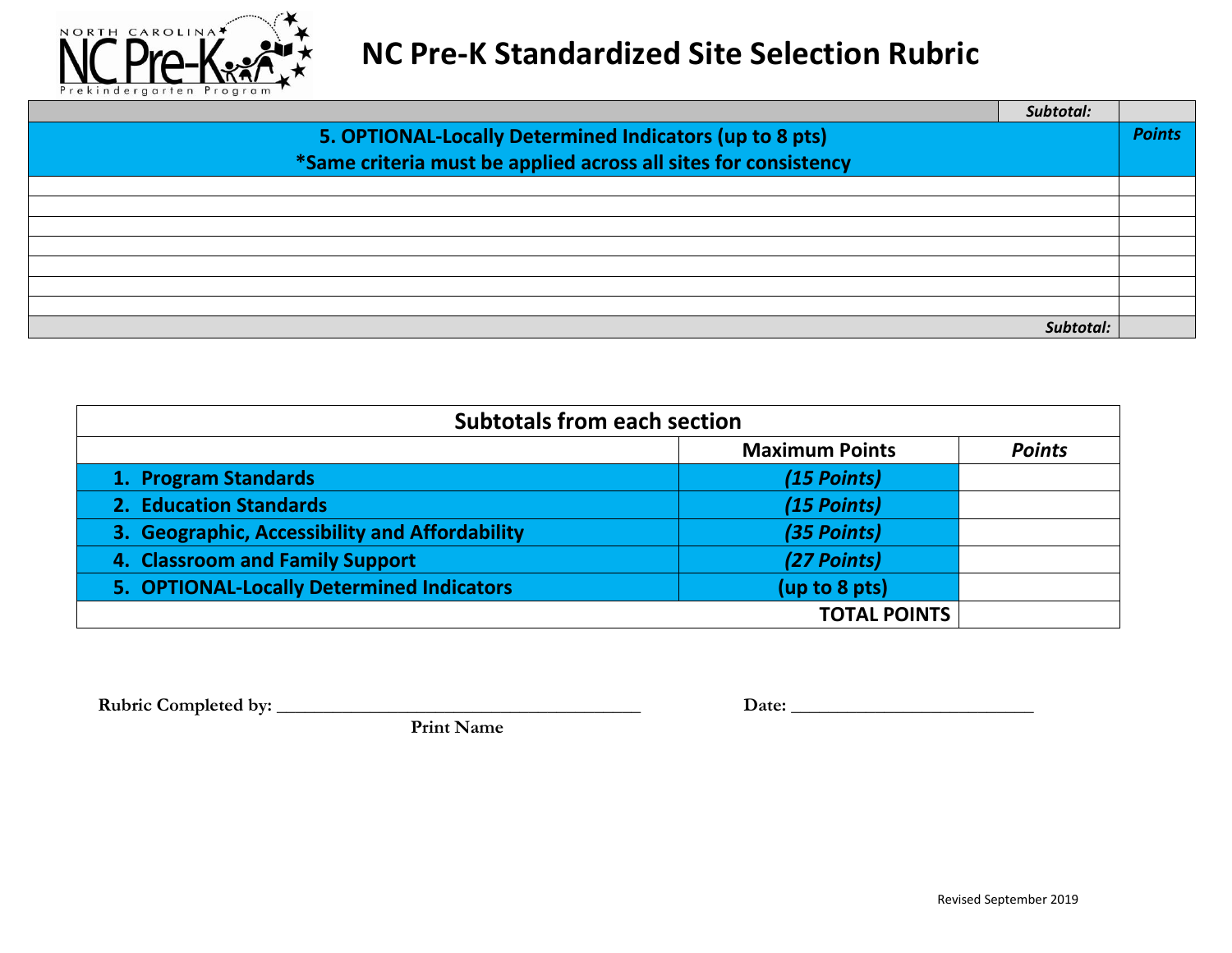# NC Pre-K Standardized Site Selection Rubric

| | Subtotal: | |
|---|---|---|

| **5. OPTIONAL-Locally Determined Indicators (up to 8 pts)** **\*Same criteria must be applied across all sites for consistency** | ***Points*** |
|---|---|
| | |
| | |
| | |
| | |
| | |
| | |
| | |
| ***Subtotal:*** | |

| **Subtotals from each section** | | |
|---|---|---|
| | **Maximum Points** | ***Points*** |
| **1. Program Standards** | ***(15 Points)*** | |
| **2. Education Standards** | ***(15 Points)*** | |
| **3. Geographic, Accessibility and Affordability** | ***(35 Points)*** | |
| **4. Classroom and Family Support** | ***(27 Points)*** | |
| **5. OPTIONAL-Locally Determined Indicators** | **(up to 8 pts)** | |
| | **TOTAL POINTS** | |

**Rubric Completed by:** ________________________________________ **Date:** ___________________________
**Print Name**

Revised September 2019